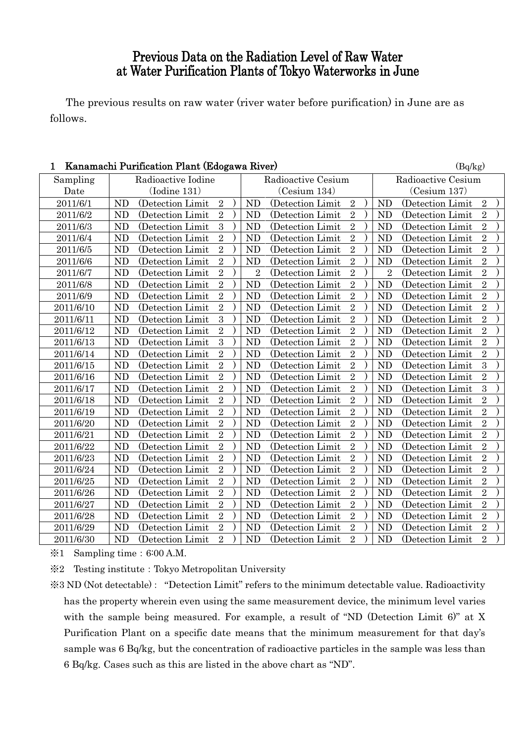# Previous Data on the Radiation Level of Raw Water at Water Purification Plants of Tokyo Waterworks in June

The previous results on raw water (river water before purification) in June are as follows.

## 1 Kanamachi Purification Plant (Edogawa River)

(Bq/kg)

| Sampling Date | Radioactive Iodine (Iodine 131) | | Radioactive Cesium (Cesium 134) | | Radioactive Cesium (Cesium 137) | |
|---|---|---|---|---|---|---|
| 2011/6/1 | ND | (Detection Limit 2 ) | ND | (Detection Limit 2 ) | ND | (Detection Limit 2 ) |
| 2011/6/2 | ND | (Detection Limit 2 ) | ND | (Detection Limit 2 ) | ND | (Detection Limit 2 ) |
| 2011/6/3 | ND | (Detection Limit 3 ) | ND | (Detection Limit 2 ) | ND | (Detection Limit 2 ) |
| 2011/6/4 | ND | (Detection Limit 2 ) | ND | (Detection Limit 2 ) | ND | (Detection Limit 2 ) |
| 2011/6/5 | ND | (Detection Limit 2 ) | ND | (Detection Limit 2 ) | ND | (Detection Limit 2 ) |
| 2011/6/6 | ND | (Detection Limit 2 ) | ND | (Detection Limit 2 ) | ND | (Detection Limit 2 ) |
| 2011/6/7 | ND | (Detection Limit 2 ) | 2 | (Detection Limit 2 ) | 2 | (Detection Limit 2 ) |
| 2011/6/8 | ND | (Detection Limit 2 ) | ND | (Detection Limit 2 ) | ND | (Detection Limit 2 ) |
| 2011/6/9 | ND | (Detection Limit 2 ) | ND | (Detection Limit 2 ) | ND | (Detection Limit 2 ) |
| 2011/6/10 | ND | (Detection Limit 2 ) | ND | (Detection Limit 2 ) | ND | (Detection Limit 2 ) |
| 2011/6/11 | ND | (Detection Limit 3 ) | ND | (Detection Limit 2 ) | ND | (Detection Limit 2 ) |
| 2011/6/12 | ND | (Detection Limit 2 ) | ND | (Detection Limit 2 ) | ND | (Detection Limit 2 ) |
| 2011/6/13 | ND | (Detection Limit 3 ) | ND | (Detection Limit 2 ) | ND | (Detection Limit 2 ) |
| 2011/6/14 | ND | (Detection Limit 2 ) | ND | (Detection Limit 2 ) | ND | (Detection Limit 2 ) |
| 2011/6/15 | ND | (Detection Limit 2 ) | ND | (Detection Limit 2 ) | ND | (Detection Limit 3 ) |
| 2011/6/16 | ND | (Detection Limit 2 ) | ND | (Detection Limit 2 ) | ND | (Detection Limit 2 ) |
| 2011/6/17 | ND | (Detection Limit 2 ) | ND | (Detection Limit 2 ) | ND | (Detection Limit 3 ) |
| 2011/6/18 | ND | (Detection Limit 2 ) | ND | (Detection Limit 2 ) | ND | (Detection Limit 2 ) |
| 2011/6/19 | ND | (Detection Limit 2 ) | ND | (Detection Limit 2 ) | ND | (Detection Limit 2 ) |
| 2011/6/20 | ND | (Detection Limit 2 ) | ND | (Detection Limit 2 ) | ND | (Detection Limit 2 ) |
| 2011/6/21 | ND | (Detection Limit 2 ) | ND | (Detection Limit 2 ) | ND | (Detection Limit 2 ) |
| 2011/6/22 | ND | (Detection Limit 2 ) | ND | (Detection Limit 2 ) | ND | (Detection Limit 2 ) |
| 2011/6/23 | ND | (Detection Limit 2 ) | ND | (Detection Limit 2 ) | ND | (Detection Limit 2 ) |
| 2011/6/24 | ND | (Detection Limit 2 ) | ND | (Detection Limit 2 ) | ND | (Detection Limit 2 ) |
| 2011/6/25 | ND | (Detection Limit 2 ) | ND | (Detection Limit 2 ) | ND | (Detection Limit 2 ) |
| 2011/6/26 | ND | (Detection Limit 2 ) | ND | (Detection Limit 2 ) | ND | (Detection Limit 2 ) |
| 2011/6/27 | ND | (Detection Limit 2 ) | ND | (Detection Limit 2 ) | ND | (Detection Limit 2 ) |
| 2011/6/28 | ND | (Detection Limit 2 ) | ND | (Detection Limit 2 ) | ND | (Detection Limit 2 ) |
| 2011/6/29 | ND | (Detection Limit 2 ) | ND | (Detection Limit 2 ) | ND | (Detection Limit 2 ) |
| 2011/6/30 | ND | (Detection Limit 2 ) | ND | (Detection Limit 2 ) | ND | (Detection Limit 2 ) |

※1 Sampling time：6:00 A.M.

※2 Testing institute：Tokyo Metropolitan University

※3 ND (Not detectable)： "Detection Limit" refers to the minimum detectable value. Radioactivity has the property wherein even using the same measurement device, the minimum level varies with the sample being measured. For example, a result of "ND (Detection Limit 6)" at X Purification Plant on a specific date means that the minimum measurement for that day's sample was 6 Bq/kg, but the concentration of radioactive particles in the sample was less than 6 Bq/kg. Cases such as this are listed in the above chart as "ND".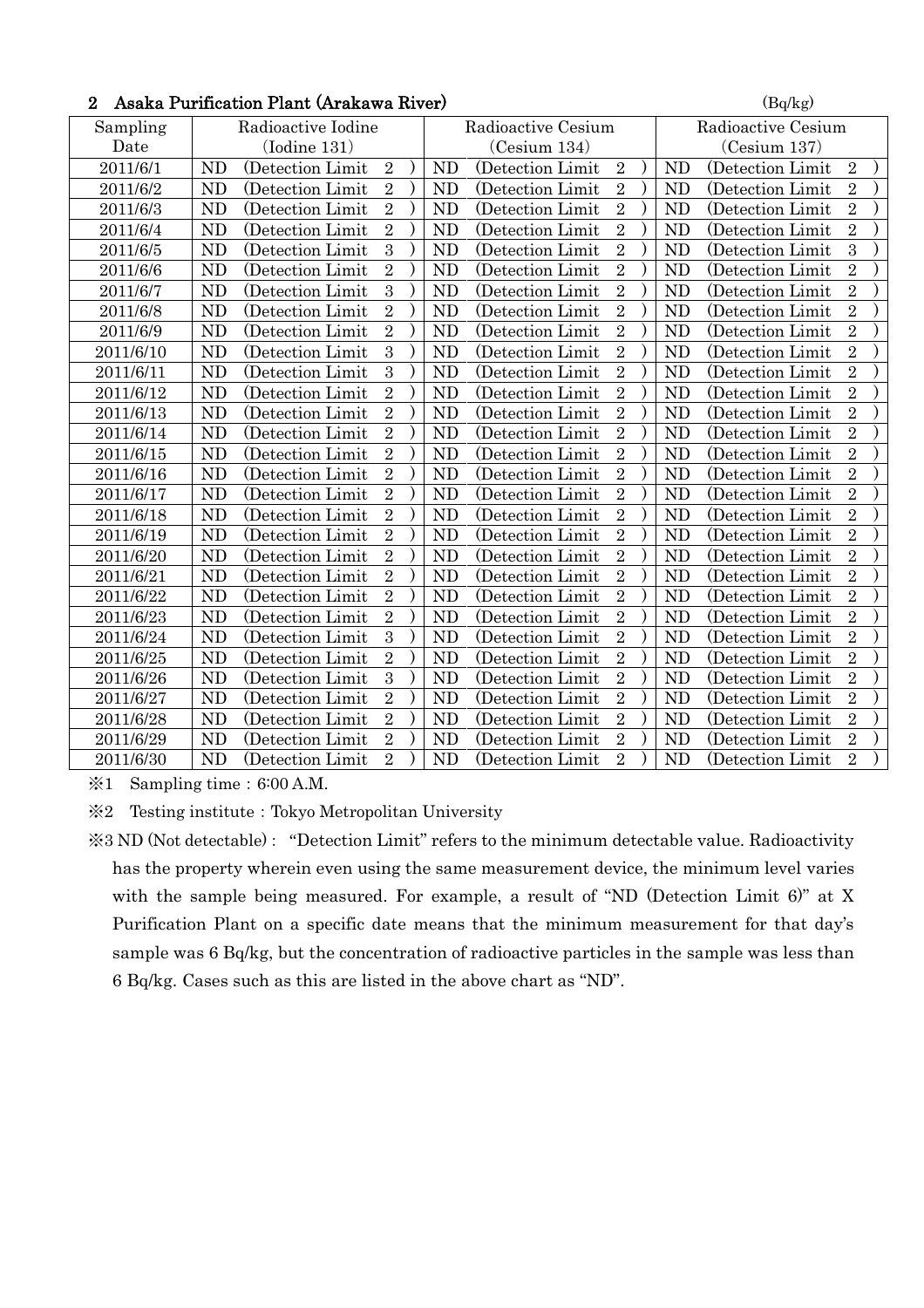## 2 Asaka Purification Plant (Arakawa River)

(Bq/kg)

| Sampling Date | Radioactive Iodine (Iodine 131) | Radioactive Cesium (Cesium 134) | Radioactive Cesium (Cesium 137) |
|---|---|---|---|
| 2011/6/1 | ND (Detection Limit 2 ) | ND (Detection Limit 2 ) | ND (Detection Limit 2 ) |
| 2011/6/2 | ND (Detection Limit 2 ) | ND (Detection Limit 2 ) | ND (Detection Limit 2 ) |
| 2011/6/3 | ND (Detection Limit 2 ) | ND (Detection Limit 2 ) | ND (Detection Limit 2 ) |
| 2011/6/4 | ND (Detection Limit 2 ) | ND (Detection Limit 2 ) | ND (Detection Limit 2 ) |
| 2011/6/5 | ND (Detection Limit 3 ) | ND (Detection Limit 2 ) | ND (Detection Limit 3 ) |
| 2011/6/6 | ND (Detection Limit 2 ) | ND (Detection Limit 2 ) | ND (Detection Limit 2 ) |
| 2011/6/7 | ND (Detection Limit 3 ) | ND (Detection Limit 2 ) | ND (Detection Limit 2 ) |
| 2011/6/8 | ND (Detection Limit 2 ) | ND (Detection Limit 2 ) | ND (Detection Limit 2 ) |
| 2011/6/9 | ND (Detection Limit 2 ) | ND (Detection Limit 2 ) | ND (Detection Limit 2 ) |
| 2011/6/10 | ND (Detection Limit 3 ) | ND (Detection Limit 2 ) | ND (Detection Limit 2 ) |
| 2011/6/11 | ND (Detection Limit 3 ) | ND (Detection Limit 2 ) | ND (Detection Limit 2 ) |
| 2011/6/12 | ND (Detection Limit 2 ) | ND (Detection Limit 2 ) | ND (Detection Limit 2 ) |
| 2011/6/13 | ND (Detection Limit 2 ) | ND (Detection Limit 2 ) | ND (Detection Limit 2 ) |
| 2011/6/14 | ND (Detection Limit 2 ) | ND (Detection Limit 2 ) | ND (Detection Limit 2 ) |
| 2011/6/15 | ND (Detection Limit 2 ) | ND (Detection Limit 2 ) | ND (Detection Limit 2 ) |
| 2011/6/16 | ND (Detection Limit 2 ) | ND (Detection Limit 2 ) | ND (Detection Limit 2 ) |
| 2011/6/17 | ND (Detection Limit 2 ) | ND (Detection Limit 2 ) | ND (Detection Limit 2 ) |
| 2011/6/18 | ND (Detection Limit 2 ) | ND (Detection Limit 2 ) | ND (Detection Limit 2 ) |
| 2011/6/19 | ND (Detection Limit 2 ) | ND (Detection Limit 2 ) | ND (Detection Limit 2 ) |
| 2011/6/20 | ND (Detection Limit 2 ) | ND (Detection Limit 2 ) | ND (Detection Limit 2 ) |
| 2011/6/21 | ND (Detection Limit 2 ) | ND (Detection Limit 2 ) | ND (Detection Limit 2 ) |
| 2011/6/22 | ND (Detection Limit 2 ) | ND (Detection Limit 2 ) | ND (Detection Limit 2 ) |
| 2011/6/23 | ND (Detection Limit 2 ) | ND (Detection Limit 2 ) | ND (Detection Limit 2 ) |
| 2011/6/24 | ND (Detection Limit 3 ) | ND (Detection Limit 2 ) | ND (Detection Limit 2 ) |
| 2011/6/25 | ND (Detection Limit 2 ) | ND (Detection Limit 2 ) | ND (Detection Limit 2 ) |
| 2011/6/26 | ND (Detection Limit 3 ) | ND (Detection Limit 2 ) | ND (Detection Limit 2 ) |
| 2011/6/27 | ND (Detection Limit 2 ) | ND (Detection Limit 2 ) | ND (Detection Limit 2 ) |
| 2011/6/28 | ND (Detection Limit 2 ) | ND (Detection Limit 2 ) | ND (Detection Limit 2 ) |
| 2011/6/29 | ND (Detection Limit 2 ) | ND (Detection Limit 2 ) | ND (Detection Limit 2 ) |
| 2011/6/30 | ND (Detection Limit 2 ) | ND (Detection Limit 2 ) | ND (Detection Limit 2 ) |

※1 Sampling time：6:00 A.M.

※2 Testing institute：Tokyo Metropolitan University

※3 ND (Not detectable)： "Detection Limit" refers to the minimum detectable value. Radioactivity has the property wherein even using the same measurement device, the minimum level varies with the sample being measured. For example, a result of "ND (Detection Limit 6)" at X Purification Plant on a specific date means that the minimum measurement for that day's sample was 6 Bq/kg, but the concentration of radioactive particles in the sample was less than 6 Bq/kg. Cases such as this are listed in the above chart as "ND".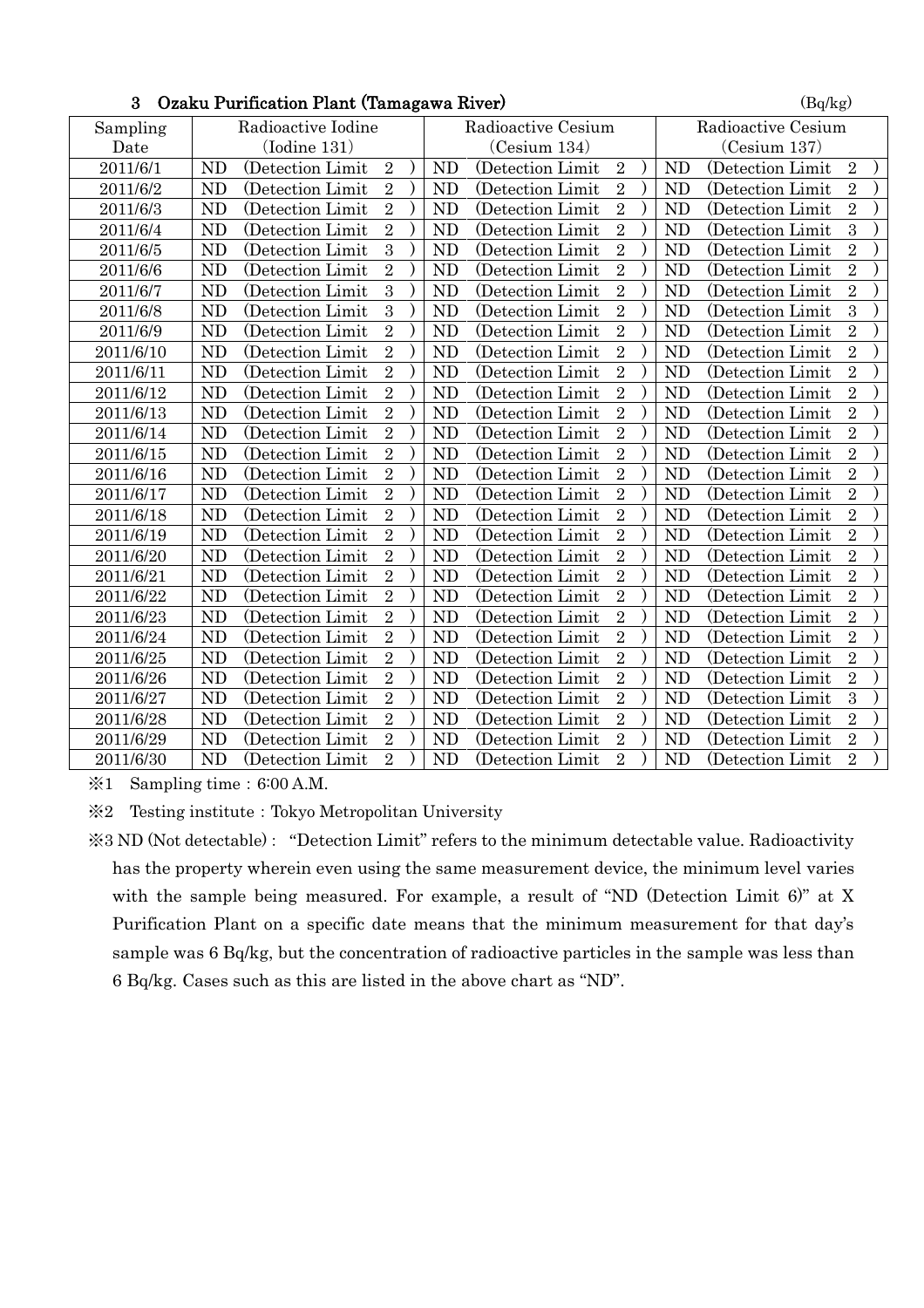### 3 Ozaku Purification Plant (Tamagawa River)

(Bq/kg)

| Sampling Date | Radioactive Iodine (Iodine 131) | Radioactive Cesium (Cesium 134) | Radioactive Cesium (Cesium 137) |
|---|---|---|---|
| 2011/6/1 | ND (Detection Limit 2 ) | ND (Detection Limit 2 ) | ND (Detection Limit 2 ) |
| 2011/6/2 | ND (Detection Limit 2 ) | ND (Detection Limit 2 ) | ND (Detection Limit 2 ) |
| 2011/6/3 | ND (Detection Limit 2 ) | ND (Detection Limit 2 ) | ND (Detection Limit 2 ) |
| 2011/6/4 | ND (Detection Limit 2 ) | ND (Detection Limit 2 ) | ND (Detection Limit 3 ) |
| 2011/6/5 | ND (Detection Limit 3 ) | ND (Detection Limit 2 ) | ND (Detection Limit 2 ) |
| 2011/6/6 | ND (Detection Limit 2 ) | ND (Detection Limit 2 ) | ND (Detection Limit 2 ) |
| 2011/6/7 | ND (Detection Limit 3 ) | ND (Detection Limit 2 ) | ND (Detection Limit 2 ) |
| 2011/6/8 | ND (Detection Limit 3 ) | ND (Detection Limit 2 ) | ND (Detection Limit 3 ) |
| 2011/6/9 | ND (Detection Limit 2 ) | ND (Detection Limit 2 ) | ND (Detection Limit 2 ) |
| 2011/6/10 | ND (Detection Limit 2 ) | ND (Detection Limit 2 ) | ND (Detection Limit 2 ) |
| 2011/6/11 | ND (Detection Limit 2 ) | ND (Detection Limit 2 ) | ND (Detection Limit 2 ) |
| 2011/6/12 | ND (Detection Limit 2 ) | ND (Detection Limit 2 ) | ND (Detection Limit 2 ) |
| 2011/6/13 | ND (Detection Limit 2 ) | ND (Detection Limit 2 ) | ND (Detection Limit 2 ) |
| 2011/6/14 | ND (Detection Limit 2 ) | ND (Detection Limit 2 ) | ND (Detection Limit 2 ) |
| 2011/6/15 | ND (Detection Limit 2 ) | ND (Detection Limit 2 ) | ND (Detection Limit 2 ) |
| 2011/6/16 | ND (Detection Limit 2 ) | ND (Detection Limit 2 ) | ND (Detection Limit 2 ) |
| 2011/6/17 | ND (Detection Limit 2 ) | ND (Detection Limit 2 ) | ND (Detection Limit 2 ) |
| 2011/6/18 | ND (Detection Limit 2 ) | ND (Detection Limit 2 ) | ND (Detection Limit 2 ) |
| 2011/6/19 | ND (Detection Limit 2 ) | ND (Detection Limit 2 ) | ND (Detection Limit 2 ) |
| 2011/6/20 | ND (Detection Limit 2 ) | ND (Detection Limit 2 ) | ND (Detection Limit 2 ) |
| 2011/6/21 | ND (Detection Limit 2 ) | ND (Detection Limit 2 ) | ND (Detection Limit 2 ) |
| 2011/6/22 | ND (Detection Limit 2 ) | ND (Detection Limit 2 ) | ND (Detection Limit 2 ) |
| 2011/6/23 | ND (Detection Limit 2 ) | ND (Detection Limit 2 ) | ND (Detection Limit 2 ) |
| 2011/6/24 | ND (Detection Limit 2 ) | ND (Detection Limit 2 ) | ND (Detection Limit 2 ) |
| 2011/6/25 | ND (Detection Limit 2 ) | ND (Detection Limit 2 ) | ND (Detection Limit 2 ) |
| 2011/6/26 | ND (Detection Limit 2 ) | ND (Detection Limit 2 ) | ND (Detection Limit 2 ) |
| 2011/6/27 | ND (Detection Limit 2 ) | ND (Detection Limit 2 ) | ND (Detection Limit 3 ) |
| 2011/6/28 | ND (Detection Limit 2 ) | ND (Detection Limit 2 ) | ND (Detection Limit 2 ) |
| 2011/6/29 | ND (Detection Limit 2 ) | ND (Detection Limit 2 ) | ND (Detection Limit 2 ) |
| 2011/6/30 | ND (Detection Limit 2 ) | ND (Detection Limit 2 ) | ND (Detection Limit 2 ) |

※1 Sampling time：6:00 A.M.

※2 Testing institute：Tokyo Metropolitan University

※3 ND (Not detectable)： "Detection Limit" refers to the minimum detectable value. Radioactivity has the property wherein even using the same measurement device, the minimum level varies with the sample being measured. For example, a result of "ND (Detection Limit 6)" at X Purification Plant on a specific date means that the minimum measurement for that day's sample was 6 Bq/kg, but the concentration of radioactive particles in the sample was less than 6 Bq/kg. Cases such as this are listed in the above chart as "ND".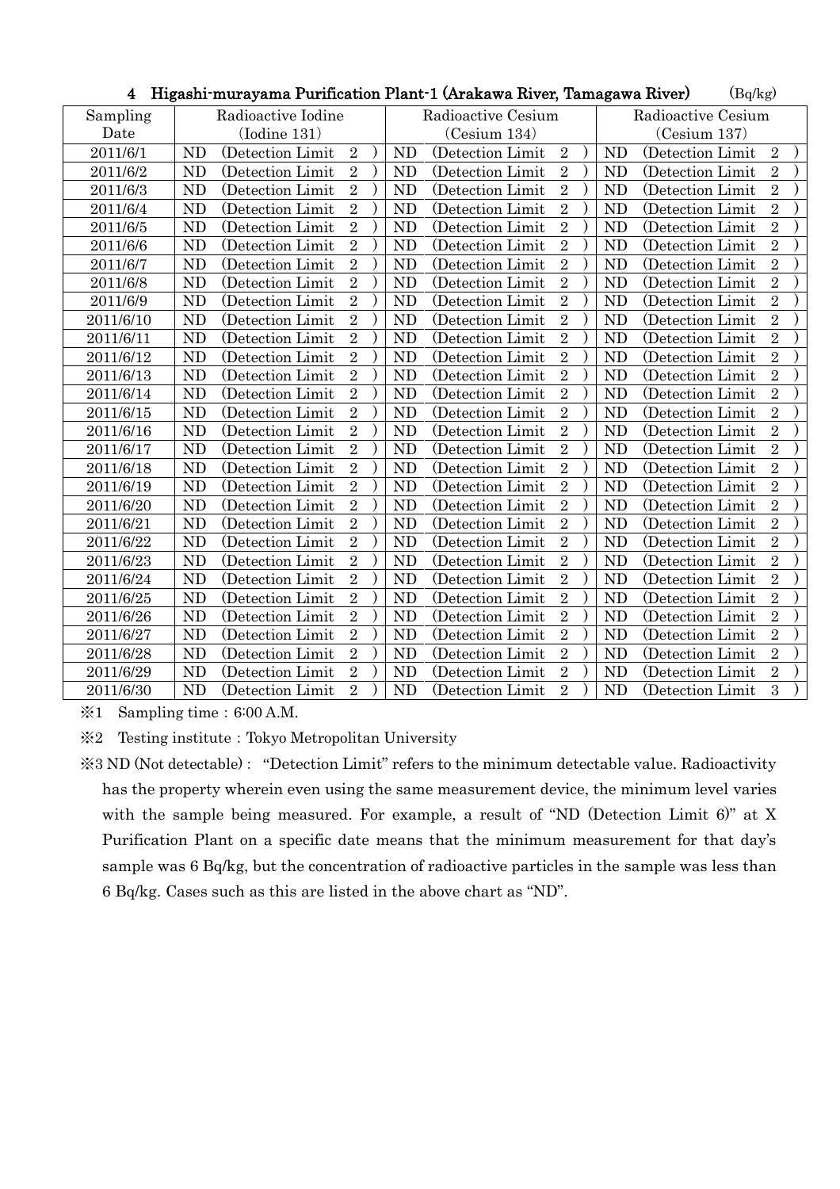## 4 Higashi-murayama Purification Plant-1 (Arakawa River, Tamagawa River) (Bq/kg)

| Sampling Date | Radioactive Iodine (Iodine 131) | Radioactive Cesium (Cesium 134) | Radioactive Cesium (Cesium 137) |
|---|---|---|---|
| 2011/6/1 | ND (Detection Limit 2) | ND (Detection Limit 2) | ND (Detection Limit 2) |
| 2011/6/2 | ND (Detection Limit 2) | ND (Detection Limit 2) | ND (Detection Limit 2) |
| 2011/6/3 | ND (Detection Limit 2) | ND (Detection Limit 2) | ND (Detection Limit 2) |
| 2011/6/4 | ND (Detection Limit 2) | ND (Detection Limit 2) | ND (Detection Limit 2) |
| 2011/6/5 | ND (Detection Limit 2) | ND (Detection Limit 2) | ND (Detection Limit 2) |
| 2011/6/6 | ND (Detection Limit 2) | ND (Detection Limit 2) | ND (Detection Limit 2) |
| 2011/6/7 | ND (Detection Limit 2) | ND (Detection Limit 2) | ND (Detection Limit 2) |
| 2011/6/8 | ND (Detection Limit 2) | ND (Detection Limit 2) | ND (Detection Limit 2) |
| 2011/6/9 | ND (Detection Limit 2) | ND (Detection Limit 2) | ND (Detection Limit 2) |
| 2011/6/10 | ND (Detection Limit 2) | ND (Detection Limit 2) | ND (Detection Limit 2) |
| 2011/6/11 | ND (Detection Limit 2) | ND (Detection Limit 2) | ND (Detection Limit 2) |
| 2011/6/12 | ND (Detection Limit 2) | ND (Detection Limit 2) | ND (Detection Limit 2) |
| 2011/6/13 | ND (Detection Limit 2) | ND (Detection Limit 2) | ND (Detection Limit 2) |
| 2011/6/14 | ND (Detection Limit 2) | ND (Detection Limit 2) | ND (Detection Limit 2) |
| 2011/6/15 | ND (Detection Limit 2) | ND (Detection Limit 2) | ND (Detection Limit 2) |
| 2011/6/16 | ND (Detection Limit 2) | ND (Detection Limit 2) | ND (Detection Limit 2) |
| 2011/6/17 | ND (Detection Limit 2) | ND (Detection Limit 2) | ND (Detection Limit 2) |
| 2011/6/18 | ND (Detection Limit 2) | ND (Detection Limit 2) | ND (Detection Limit 2) |
| 2011/6/19 | ND (Detection Limit 2) | ND (Detection Limit 2) | ND (Detection Limit 2) |
| 2011/6/20 | ND (Detection Limit 2) | ND (Detection Limit 2) | ND (Detection Limit 2) |
| 2011/6/21 | ND (Detection Limit 2) | ND (Detection Limit 2) | ND (Detection Limit 2) |
| 2011/6/22 | ND (Detection Limit 2) | ND (Detection Limit 2) | ND (Detection Limit 2) |
| 2011/6/23 | ND (Detection Limit 2) | ND (Detection Limit 2) | ND (Detection Limit 2) |
| 2011/6/24 | ND (Detection Limit 2) | ND (Detection Limit 2) | ND (Detection Limit 2) |
| 2011/6/25 | ND (Detection Limit 2) | ND (Detection Limit 2) | ND (Detection Limit 2) |
| 2011/6/26 | ND (Detection Limit 2) | ND (Detection Limit 2) | ND (Detection Limit 2) |
| 2011/6/27 | ND (Detection Limit 2) | ND (Detection Limit 2) | ND (Detection Limit 2) |
| 2011/6/28 | ND (Detection Limit 2) | ND (Detection Limit 2) | ND (Detection Limit 2) |
| 2011/6/29 | ND (Detection Limit 2) | ND (Detection Limit 2) | ND (Detection Limit 2) |
| 2011/6/30 | ND (Detection Limit 2) | ND (Detection Limit 2) | ND (Detection Limit 3) |

※1 Sampling time：6:00 A.M.

※2 Testing institute：Tokyo Metropolitan University

※3 ND (Not detectable)： "Detection Limit" refers to the minimum detectable value. Radioactivity has the property wherein even using the same measurement device, the minimum level varies with the sample being measured. For example, a result of "ND (Detection Limit 6)" at X Purification Plant on a specific date means that the minimum measurement for that day's sample was 6 Bq/kg, but the concentration of radioactive particles in the sample was less than 6 Bq/kg. Cases such as this are listed in the above chart as "ND".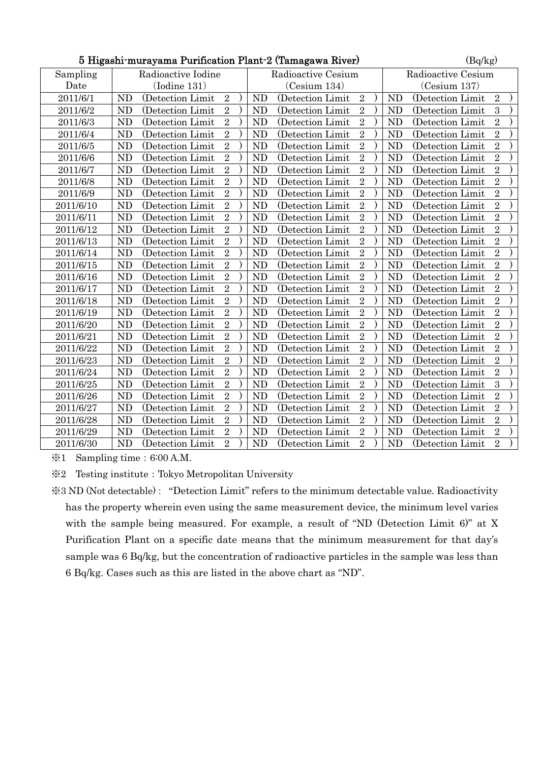### 5 Higashi-murayama Purification Plant-2 (Tamagawa River)

(Bq/kg)

| Sampling Date | Radioactive Iodine (Iodine 131) | Radioactive Cesium (Cesium 134) | Radioactive Cesium (Cesium 137) |
|---|---|---|---|
| 2011/6/1 | ND (Detection Limit 2 ) | ND (Detection Limit 2 ) | ND (Detection Limit 2 ) |
| 2011/6/2 | ND (Detection Limit 2 ) | ND (Detection Limit 2 ) | ND (Detection Limit 3 ) |
| 2011/6/3 | ND (Detection Limit 2 ) | ND (Detection Limit 2 ) | ND (Detection Limit 2 ) |
| 2011/6/4 | ND (Detection Limit 2 ) | ND (Detection Limit 2 ) | ND (Detection Limit 2 ) |
| 2011/6/5 | ND (Detection Limit 2 ) | ND (Detection Limit 2 ) | ND (Detection Limit 2 ) |
| 2011/6/6 | ND (Detection Limit 2 ) | ND (Detection Limit 2 ) | ND (Detection Limit 2 ) |
| 2011/6/7 | ND (Detection Limit 2 ) | ND (Detection Limit 2 ) | ND (Detection Limit 2 ) |
| 2011/6/8 | ND (Detection Limit 2 ) | ND (Detection Limit 2 ) | ND (Detection Limit 2 ) |
| 2011/6/9 | ND (Detection Limit 2 ) | ND (Detection Limit 2 ) | ND (Detection Limit 2 ) |
| 2011/6/10 | ND (Detection Limit 2 ) | ND (Detection Limit 2 ) | ND (Detection Limit 2 ) |
| 2011/6/11 | ND (Detection Limit 2 ) | ND (Detection Limit 2 ) | ND (Detection Limit 2 ) |
| 2011/6/12 | ND (Detection Limit 2 ) | ND (Detection Limit 2 ) | ND (Detection Limit 2 ) |
| 2011/6/13 | ND (Detection Limit 2 ) | ND (Detection Limit 2 ) | ND (Detection Limit 2 ) |
| 2011/6/14 | ND (Detection Limit 2 ) | ND (Detection Limit 2 ) | ND (Detection Limit 2 ) |
| 2011/6/15 | ND (Detection Limit 2 ) | ND (Detection Limit 2 ) | ND (Detection Limit 2 ) |
| 2011/6/16 | ND (Detection Limit 2 ) | ND (Detection Limit 2 ) | ND (Detection Limit 2 ) |
| 2011/6/17 | ND (Detection Limit 2 ) | ND (Detection Limit 2 ) | ND (Detection Limit 2 ) |
| 2011/6/18 | ND (Detection Limit 2 ) | ND (Detection Limit 2 ) | ND (Detection Limit 2 ) |
| 2011/6/19 | ND (Detection Limit 2 ) | ND (Detection Limit 2 ) | ND (Detection Limit 2 ) |
| 2011/6/20 | ND (Detection Limit 2 ) | ND (Detection Limit 2 ) | ND (Detection Limit 2 ) |
| 2011/6/21 | ND (Detection Limit 2 ) | ND (Detection Limit 2 ) | ND (Detection Limit 2 ) |
| 2011/6/22 | ND (Detection Limit 2 ) | ND (Detection Limit 2 ) | ND (Detection Limit 2 ) |
| 2011/6/23 | ND (Detection Limit 2 ) | ND (Detection Limit 2 ) | ND (Detection Limit 2 ) |
| 2011/6/24 | ND (Detection Limit 2 ) | ND (Detection Limit 2 ) | ND (Detection Limit 2 ) |
| 2011/6/25 | ND (Detection Limit 2 ) | ND (Detection Limit 2 ) | ND (Detection Limit 3 ) |
| 2011/6/26 | ND (Detection Limit 2 ) | ND (Detection Limit 2 ) | ND (Detection Limit 2 ) |
| 2011/6/27 | ND (Detection Limit 2 ) | ND (Detection Limit 2 ) | ND (Detection Limit 2 ) |
| 2011/6/28 | ND (Detection Limit 2 ) | ND (Detection Limit 2 ) | ND (Detection Limit 2 ) |
| 2011/6/29 | ND (Detection Limit 2 ) | ND (Detection Limit 2 ) | ND (Detection Limit 2 ) |
| 2011/6/30 | ND (Detection Limit 2 ) | ND (Detection Limit 2 ) | ND (Detection Limit 2 ) |

※1 Sampling time：6:00 A.M.

※2 Testing institute：Tokyo Metropolitan University

※3 ND (Not detectable)： "Detection Limit" refers to the minimum detectable value. Radioactivity has the property wherein even using the same measurement device, the minimum level varies with the sample being measured. For example, a result of "ND (Detection Limit 6)" at X Purification Plant on a specific date means that the minimum measurement for that day's sample was 6 Bq/kg, but the concentration of radioactive particles in the sample was less than 6 Bq/kg. Cases such as this are listed in the above chart as "ND".